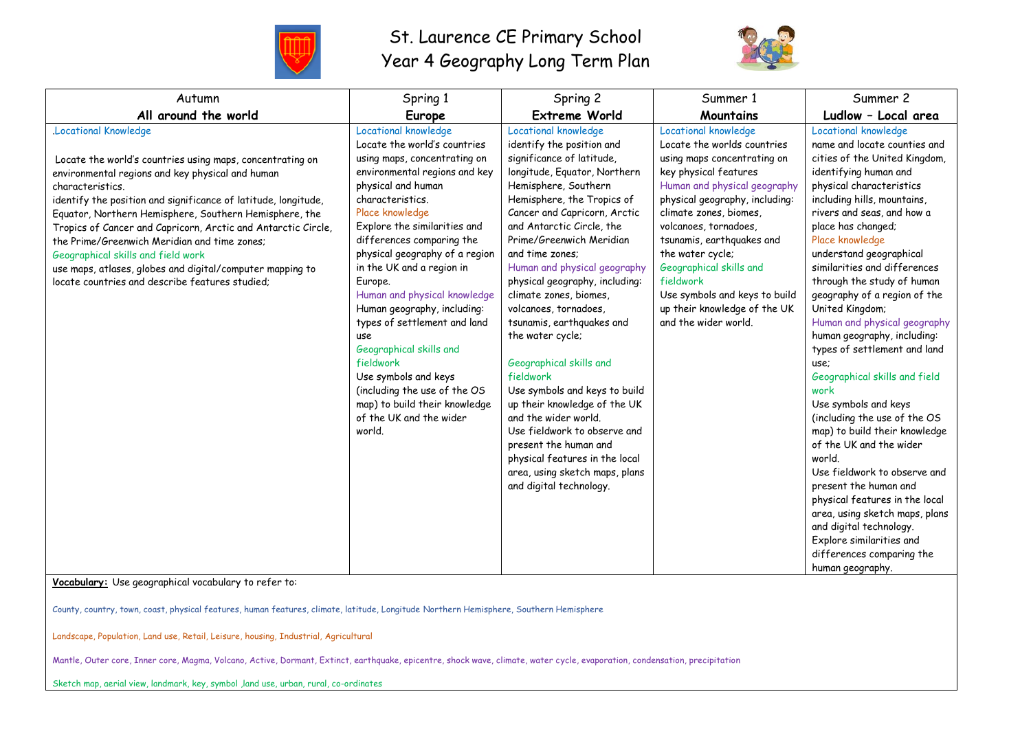# St. Laurence CE Primary School
## Year 4 Geography Long Term Plan

| Autumn<br>**All around the world** | Spring 1<br>**Europe** | Spring 2<br>**Extreme World** | Summer 1<br>**Mountains** | Summer 2<br>**Ludlow – Local area** |
|---|---|---|---|---|
| .Locational Knowledge<br><br>Locate the world's countries using maps, concentrating on environmental regions and key physical and human characteristics.<br>identify the position and significance of latitude, longitude, Equator, Northern Hemisphere, Southern Hemisphere, the Tropics of Cancer and Capricorn, Arctic and Antarctic Circle, the Prime/Greenwich Meridian and time zones;<br>Geographical skills and field work<br>use maps, atlases, globes and digital/computer mapping to locate countries and describe features studied; | Locational knowledge<br>Locate the world's countries using maps, concentrating on environmental regions and key physical and human characteristics.<br>Place knowledge<br>Explore the similarities and differences comparing the physical geography of a region in the UK and a region in Europe.<br>Human and physical knowledge<br>Human geography, including: types of settlement and land use<br>Geographical skills and fieldwork<br>Use symbols and keys (including the use of the OS map) to build their knowledge of the UK and the wider world. | Locational knowledge<br>identify the position and significance of latitude, longitude, Equator, Northern Hemisphere, Southern Hemisphere, the Tropics of Cancer and Capricorn, Arctic and Antarctic Circle, the Prime/Greenwich Meridian and time zones;<br>Human and physical geography<br>physical geography, including: climate zones, biomes, volcanoes, tornadoes, tsunamis, earthquakes and the water cycle;<br><br>Geographical skills and fieldwork<br>Use symbols and keys to build up their knowledge of the UK and the wider world.<br>Use fieldwork to observe and present the human and physical features in the local area, using sketch maps, plans and digital technology. | Locational knowledge<br>Locate the worlds countries using maps concentrating on key physical features<br>Human and physical geography<br>physical geography, including: climate zones, biomes, volcanoes, tornadoes, tsunamis, earthquakes and the water cycle;<br>Geographical skills and fieldwork<br>Use symbols and keys to build up their knowledge of the UK and the wider world. | Locational knowledge<br>name and locate counties and cities of the United Kingdom, identifying human and physical characteristics including hills, mountains, rivers and seas, and how a place has changed;<br>Place knowledge<br>understand geographical similarities and differences through the study of human geography of a region of the United Kingdom;<br>Human and physical geography<br>human geography, including: types of settlement and land use;<br>Geographical skills and field work<br>Use symbols and keys (including the use of the OS map) to build their knowledge of the UK and the wider world.<br>Use fieldwork to observe and present the human and physical features in the local area, using sketch maps, plans and digital technology.<br>Explore similarities and differences comparing the human geography. |

**Vocabulary:** Use geographical vocabulary to refer to:

County, country, town, coast, physical features, human features, climate, latitude, Longitude Northern Hemisphere, Southern Hemisphere

Landscape, Population, Land use, Retail, Leisure, housing, Industrial, Agricultural

Mantle, Outer core, Inner core, Magma, Volcano, Active, Dormant, Extinct, earthquake, epicentre, shock wave, climate, water cycle, evaporation, condensation, precipitation

Sketch map, aerial view, landmark, key, symbol ,land use, urban, rural, co-ordinates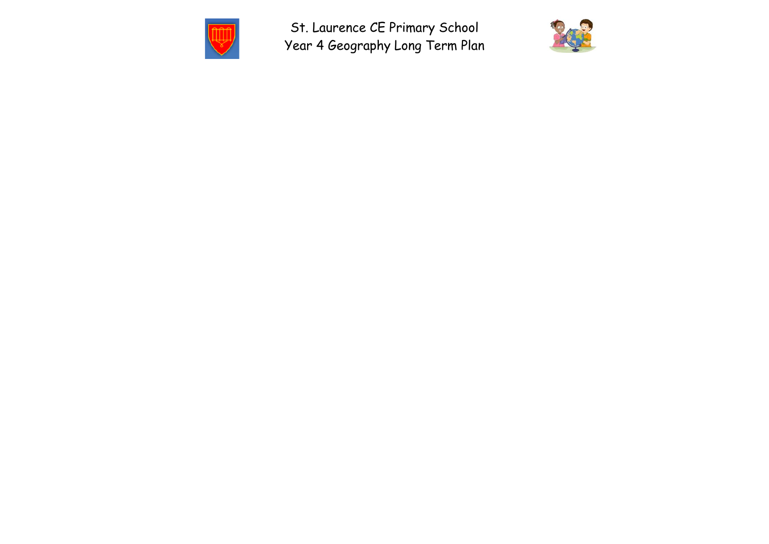# St. Laurence CE Primary School

## Year 4 Geography Long Term Plan